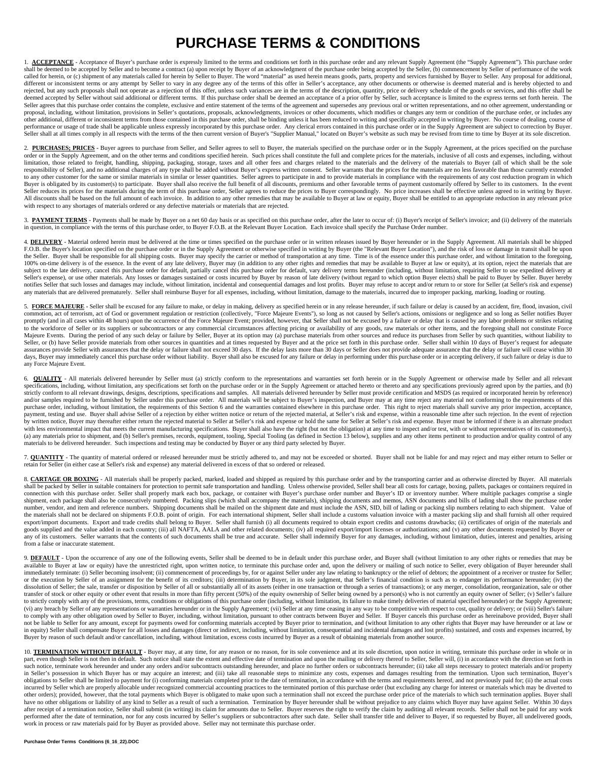# PURCHASE TERMS & CONDITIONS

1. **ACCEPTANCE** - Acceptance of Buyer's purchase order is expressly limited to the terms and conditions set forth in this purchase order and any relevant Supply Agreement (the "Supply Agreement"). This purchase order shall be deemed to be accepted by Seller and to become a contract (a) upon receipt by Buyer of an acknowledgment of the purchase order being accepted by the Seller, (b) commencement by Seller of performance of the work called for herein, or (c) shipment of any materials called for herein by Seller to Buyer. The word "material" as used herein means goods, parts, property and services furnished by Buyer to Seller. Any proposal for additional, different or inconsistent terms or any attempt by Seller to vary in any degree any of the terms of this offer in Seller's acceptance, any other documents or otherwise is deemed material and is hereby objected to and rejected, but any such proposals shall not operate as a rejection of this offer, unless such variances are in the terms of the description, quantity, price or delivery schedule of the goods or services, and this offer shall be deemed accepted by Seller without said additional or different terms. If this purchase order shall be deemed an acceptance of a prior offer by Seller, such acceptance is limited to the express terms set forth herein. The Seller agrees that this purchase order contains the complete, exclusive and entire statement of the terms of the agreement and supersedes any previous oral or written representations, and no other agreement, understanding or proposal, including, without limitation, provisions in Seller's quotations, proposals, acknowledgments, invoices or other documents, which modifies or changes any term or condition of the purchase order, or includes any other additional, different or inconsistent terms from those contained in this purchase order, shall be binding unless it has been reduced to writing and specifically accepted in writing by Buyer. No course of dealing, course of performance or usage of trade shall be applicable unless expressly incorporated by this purchase order. Any clerical errors contained in this purchase order or in the Supply Agreement are subject to correction by Buyer. Seller shall at all times comply in all respects with the terms of the then current version of Buyer's "Supplier Manual," located on Buyer's website as such may be revised from time to time by Buyer at its sole discretion.

2. **PURCHASES; PRICES** - Buyer agrees to purchase from Seller, and Seller agrees to sell to Buyer, the materials specified on the purchase order or in the Supply Agreement, at the prices specified on the purchase order or in the Supply Agreement, and on the other terms and conditions specified herein. Such prices shall constitute the full and complete prices for the materials, inclusive of all costs and expenses, including, without limitation, those related to freight, handling, shipping, packaging, storage, taxes and all other fees and charges related to the materials and the delivery of the materials to Buyer (all of which shall be the sole responsibility of Seller), and no additional charges of any type shall be added without Buyer's express written consent. Seller warrants that the prices for the materials are no less favorable than those currently extended to any other customer for the same or similar materials in similar or lesser quantities. Seller agrees to participate in and to provide materials in compliance with the requirements of any cost reduction program in which Buyer is obligated by its customer(s) to participate. Buyer shall also receive the full benefit of all discounts, premiums and other favorable terms of payment customarily offered by Seller to its customers. In the event Seller reduces its prices for the materials during the term of this purchase order, Seller agrees to reduce the prices to Buyer correspondingly. No price increases shall be effective unless agreed to in writing by Buyer. All discounts shall be based on the full amount of each invoice. In addition to any other remedies that may be available to Buyer at law or equity, Buyer shall be entitled to an appropriate reduction in any relevant price with respect to any shortages of materials ordered or any defective materials or materials that are rejected.

3. **PAYMENT TERMS** - Payments shall be made by Buyer on a net 60 day basis or as specified on this purchase order, after the later to occur of: (i) Buyer's receipt of Seller's invoice; and (ii) delivery of the materials in question, in compliance with the terms of this purchase order, to Buyer F.O.B. at the Relevant Buyer Location. Each invoice shall specify the Purchase Order number.

4. **DELIVERY** - Material ordered herein must be delivered at the time or times specified on the purchase order or in written releases issued by Buyer hereunder or in the Supply Agreement. All materials shall be shipped F.O.B. the Buyer's location specified on the purchase order or in the Supply Agreement or otherwise specified in writing by Buyer (the "Relevant Buyer Location"), and the risk of loss or damage in transit shall be upon the Seller. Buyer shall be responsible for all shipping costs. Buyer may specify the carrier or method of transportation at any time. Time is of the essence under this purchase order, and without limitation to the foregoing, 100% on-time delivery is of the essence. In the event of any late delivery, Buyer may (in addition to any other rights and remedies that may be available to Buyer at law or equity), at its option, reject the materials that are subject to the late delivery, cancel this purchase order for default, partially cancel this purchase order for default, vary delivery terms hereunder (including, without limitation, requiring Seller to use expedited delivery at Seller's expense), or use other materials. Any losses or damages sustained or costs incurred by Buyer by reason of late delivery (without regard to which option Buyer elects) shall be paid to Buyer by Seller. Buyer hereby notifies Seller that such losses and damages may include, without limitation, incidental and consequential damages and lost profits. Buyer may refuse to accept and/or return to or store for Seller (at Seller's risk and expense) any materials that are delivered prematurely. Seller shall reimburse Buyer for all expenses, including, without limitation, damage to the materials, incurred due to improper packing, marking, loading or routing.

5. **FORCE MAJEURE** - Seller shall be excused for any failure to make, or delay in making, delivery as specified herein or in any release hereunder, if such failure or delay is caused by an accident, fire, flood, invasion, civil commotion, act of terrorism, act of God or government regulation or restriction (collectively, "Force Majeure Events"), so long as not caused by Seller's actions, omissions or negligence and so long as Seller notifies Buyer promptly (and in all cases within 48 hours) upon the occurrence of the Force Majeure Event; provided, however, that Seller shall not be excused by a failure or delay that is caused by any labor problems or strikes relating to the workforce of Seller or its suppliers or subcontractors or any commercial circumstances affecting pricing or availability of any goods, raw materials or other items, and the foregoing shall not constitute Force Majeure Events. During the period of any such delay or failure by Seller, Buyer at its option may (a) purchase materials from other sources and reduce its purchases from Seller by such quantities, without liability to Seller, or (b) have Seller provide materials from other sources in quantities and at times requested by Buyer and at the price set forth in this purchase order. Seller shall within 10 days of Buyer's request for adequate assurances provide Seller with assurances that the delay or failure shall not exceed 30 days. If the delay lasts more than 30 days or Seller does not provide adequate assurance that the delay or failure will cease within 30 days, Buyer may immediately cancel this purchase order without liability. Buyer shall also be excused for any failure or delay in performing under this purchase order or in accepting delivery, if such failure or delay is due to any Force Majeure Event.

6. **QUALITY** - All materials delivered hereunder by Seller must (a) strictly conform to the representations and warranties set forth herein or in the Supply Agreement or otherwise made by Seller and all relevant specifications, including, without limitation, any specifications set forth on the purchase order or in the Supply Agreement or attached hereto or thereto and any specifications previously agreed upon by the parties, and (b) strictly conform to all relevant drawings, designs, descriptions, specifications and samples. All materials delivered hereunder by Seller must provide certification and MSDS (as required or incorporated herein by reference) and/or samples required to be furnished by Seller under this purchase order. All materials will be subject to Buyer's inspection, and Buyer may at any time reject any material not conforming to the requirements of this purchase order, including, without limitation, the requirements of this Section 6 and the warranties contained elsewhere in this purchase order. This right to reject materials shall survive any prior inspection, acceptance, payment, testing and use. Buyer shall advise Seller of a rejection by either written notice or return of the rejected material, at Seller's risk and expense, within a reasonable time after such rejection. In the event of rejection by written notice, Buyer may thereafter either return the rejected material to Seller at Seller's risk and expense or hold the same for Seller at Seller's risk and expense. Buyer must be informed if there is an alternate product with less environmental impact that meets the current manufacturing specifications. Buyer shall also have the right (but not the obligation) at any time to inspect and/or test, with or without representatives of its customer(s), (a) any materials prior to shipment, and (b) Seller's premises, records, equipment, tooling, Special Tooling (as defined in Section 13 below), supplies and any other items pertinent to production and/or quality control of any materials to be delivered hereunder. Such inspections and testing may be conducted by Buyer or any third party selected by Buyer.

7. **QUANTITY** - The quantity of material ordered or released hereunder must be strictly adhered to, and may not be exceeded or shorted. Buyer shall not be liable for and may reject and may either return to Seller or retain for Seller (in either case at Seller's risk and expense) any material delivered in excess of that so ordered or released.

8. **CARTAGE OR BOXING** - All materials shall be properly packed, marked, loaded and shipped as required by this purchase order and by the transporting carrier and as otherwise directed by Buyer. All materials shall be packed by Seller in suitable containers for protection to permit safe transportation and handling. Unless otherwise provided, Seller shall bear all costs for cartage, boxing, pallets, packages or containers required in connection with this purchase order. Seller shall properly mark each box, package, or container with Buyer's purchase order number and Buyer's ID or inventory number. Where multiple packages comprise a single shipment, each package shall also be consecutively numbered. Packing slips (which shall accompany the materials), shipping documents and memos, ASN documents and bills of lading shall show the purchase order number, vendor, and item and reference numbers. Shipping documents shall be mailed on the shipment date and must include the ASN, SID, bill of lading or packing slip numbers relating to each shipment. Value of the materials shall not be declared on shipments F.O.B. point of origin. For each international shipment, Seller shall include a customs valuation invoice with a master packing slip and shall furnish all other required export/import documents. Export and trade credits shall belong to Buyer. Seller shall furnish (i) all documents required to obtain export credits and customs drawbacks; (ii) certificates of origin of the materials and goods supplied and the value added in each country; (iii) all NAFTA, AALA and other related documents; (iv) all required export/import licenses or authorizations; and (v) any other documents requested by Buyer or any of its customers. Seller warrants that the contents of such documents shall be true and accurate. Seller shall indemnify Buyer for any damages, including, without limitation, duties, interest and penalties, arising from a false or inaccurate statement.

9. **DEFAULT** - Upon the occurrence of any one of the following events, Seller shall be deemed to be in default under this purchase order, and Buyer shall (without limitation to any other rights or remedies that may be available to Buyer at law or equity) have the unrestricted right, upon written notice, to terminate this purchase order and, upon the delivery or mailing of such notice to Seller, every obligation of Buyer hereunder shall immediately terminate: (i) Seller becoming insolvent; (ii) commencement of proceedings by, for or against Seller under any law relating to bankruptcy or the relief of debtors; the appointment of a receiver or trustee for Seller; or the execution by Seller of an assignment for the benefit of its creditors; (iii) determination by Buyer, in its sole judgment, that Seller's financial condition is such as to endanger its performance hereunder; (iv) the dissolution of Seller; the sale, transfer or disposition by Seller of all or substantially all of its assets (either in one transaction or through a series of transactions); or any merger, consolidation, reorganization, sale or other transfer of stock or other equity or other event that results in more than fifty percent (50%) of the equity ownership of Seller being owned by a person(s) who is not currently an equity owner of Seller; (v) Seller's failure to strictly comply with any of the provisions, terms, conditions or obligations of this purchase order (including, without limitation, its failure to make timely deliveries of material specified hereunder) or the Supply Agreement; (vi) any breach by Seller of any representations or warranties hereunder or in the Supply Agreement; (vii) Seller at any time ceasing in any way to be competitive with respect to cost, quality or delivery; or (viii) Seller's failure to comply with any other obligation owed by Seller to Buyer, including, without limitation, pursuant to other contracts between Buyer and Seller. If Buyer cancels this purchase order as hereinabove provided, Buyer shall not be liable to Seller for any amount, except for payments owed for conforming materials accepted by Buyer prior to termination, and (without limitation to any other rights that Buyer may have hereunder or at law or in equity) Seller shall compensate Buyer for all losses and damages (direct or indirect, including, without limitation, consequential and incidental damages and lost profits) sustained, and costs and expenses incurred, by Buyer by reason of such default and/or cancellation, including, without limitation, excess costs incurred by Buyer as a result of obtaining materials from another source.

10. **TERMINATION WITHOUT DEFAULT** - Buyer may, at any time, for any reason or no reason, for its sole convenience and at its sole discretion, upon notice in writing, terminate this purchase order in whole or in part, even though Seller is not then in default. Such notice shall state the extent and effective date of termination and upon the mailing or delivery thereof to Seller, Seller will, (i) in accordance with the direction set forth in such notice, terminate work hereunder and under any orders and/or subcontracts outstanding hereunder, and place no further orders or subcontracts hereunder; (ii) take all steps necessary to protect materials and/or property in Seller's possession in which Buyer has or may acquire an interest; and (iii) take all reasonable steps to minimize any costs, expenses and damages resulting from the termination. Upon such termination, Buyer's obligations to Seller shall be limited to payment for (i) conforming materials completed prior to the date of termination, in accordance with the terms and requirements hereof, and not previously paid for; (ii) the actual costs incurred by Seller which are properly allocable under recognized commercial accounting practices to the terminated portion of this purchase order (but excluding any charge for interest or materials which may be diverted to other orders); provided, however, that the total payments which Buyer is obligated to make upon such a termination shall not exceed the purchase order price of the materials to which such termination applies. Buyer shall have no other obligations or liability of any kind to Seller as a result of such a termination. Termination by Buyer hereunder shall be without prejudice to any claims which Buyer may have against Seller. Within 30 days after receipt of a termination notice, Seller shall submit (in writing) its claim for amounts due to Seller. Buyer reserves the right to verify the claim by auditing all relevant records. Seller shall not be paid for any work performed after the date of termination, nor for any costs incurred by Seller's suppliers or subcontractors after such date. Seller shall transfer title and deliver to Buyer, if so requested by Buyer, all undelivered goods, work in process or raw materials paid for by Buyer as provided above. Seller may not terminate this purchase order.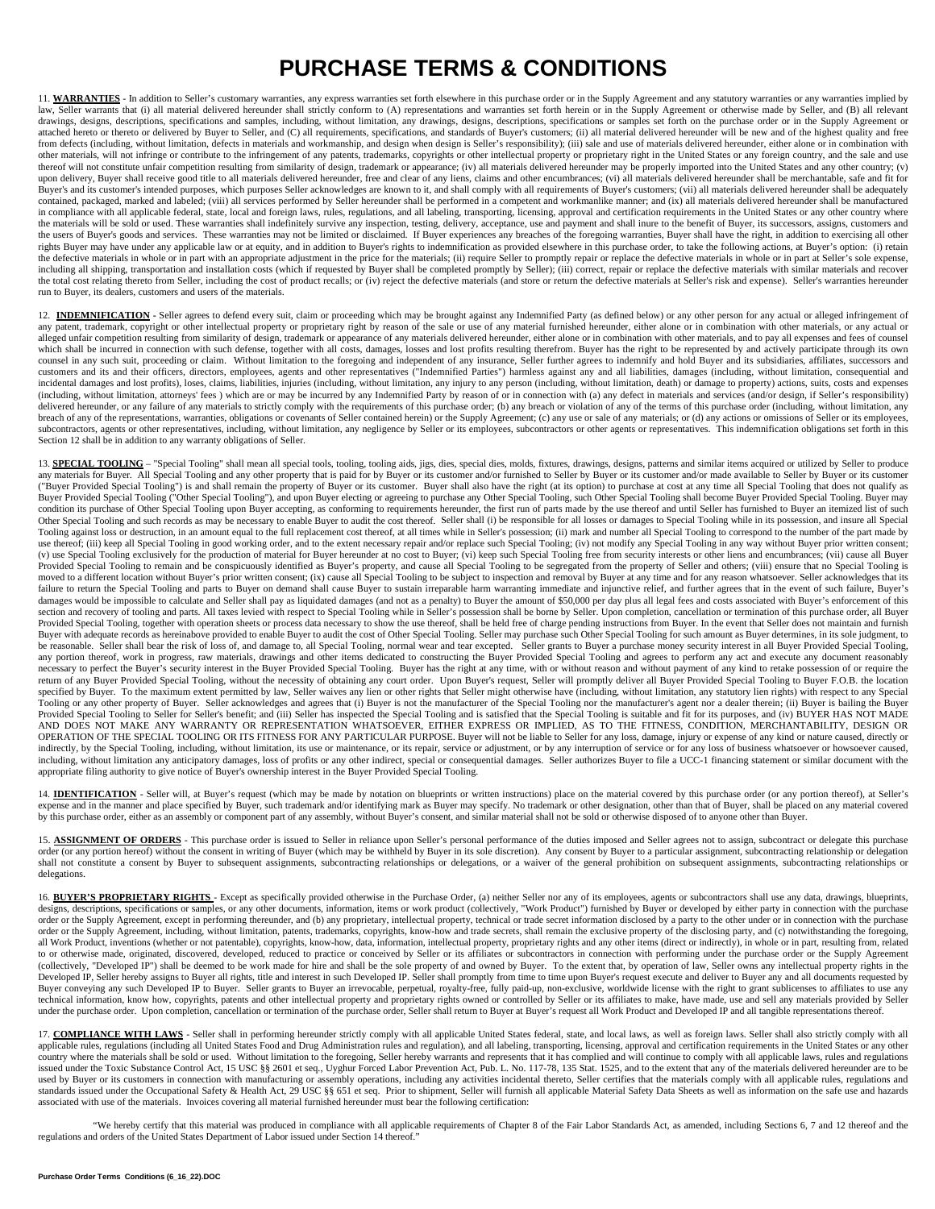# PURCHASE TERMS & CONDITIONS

11. **WARRANTIES** - In addition to Seller's customary warranties, any express warranties set forth elsewhere in this purchase order or in the Supply Agreement and any statutory warranties or any warranties implied by law, Seller warrants that (i) all material delivered hereunder shall strictly conform to (A) representations and warranties set forth herein or in the Supply Agreement or otherwise made by Seller, and (B) all relevant drawings, designs, descriptions, specifications and samples, including, without limitation, any drawings, designs, descriptions, specifications or samples set forth on the purchase order or in the Supply Agreement or attached hereto or thereto or delivered by Buyer to Seller, and (C) all requirements, specifications, and standards of Buyer's customers; (ii) all material delivered hereunder will be new and of the highest quality and free from defects (including, without limitation, defects in materials and workmanship, and design when design is Seller's responsibility); (iii) sale and use of materials delivered hereunder, either alone or in combination with other materials, will not infringe or contribute to the infringement of any patents, trademarks, copyrights or other intellectual property or proprietary right in the United States or any foreign country, and the sale and use thereof will not constitute unfair competition resulting from similarity of design, trademark or appearance; (iv) all materials delivered hereunder may be properly imported into the United States and any other country; (v) upon delivery, Buyer shall receive good title to all materials delivered hereunder, free and clear of any liens, claims and other encumbrances; (vi) all materials delivered hereunder shall be merchantable, safe and fit for Buyer's and its customer's intended purposes, which purposes Seller acknowledges are known to it, and shall comply with all requirements of Buyer's customers; (vii) all materials delivered hereunder shall be adequately contained, packaged, marked and labeled; (viii) all services performed by Seller hereunder shall be performed in a competent and workmanlike manner; and (ix) all materials delivered hereunder shall be manufactured in compliance with all applicable federal, state, local and foreign laws, rules, regulations, and all labeling, transporting, licensing, approval and certification requirements in the United States or any other country where the materials will be sold or used. These warranties shall indefinitely survive any inspection, testing, delivery, acceptance, use and payment and shall inure to the benefit of Buyer, its successors, assigns, customers and the users of Buyer's goods and services. These warranties may not be limited or disclaimed. If Buyer experiences any breaches of the foregoing warranties, Buyer shall have the right, in addition to exercising all other rights Buyer may have under any applicable law or at equity, and in addition to Buyer's rights to indemnification as provided elsewhere in this purchase order, to take the following actions, at Buyer's option: (i) retain the defective materials in whole or in part with an appropriate adjustment in the price for the materials; (ii) require Seller to promptly repair or replace the defective materials in whole or in part at Seller's sole expense, including all shipping, transportation and installation costs (which if requested by Buyer shall be completed promptly by Seller); (iii) correct, repair or replace the defective materials with similar materials and recover the total cost relating thereto from Seller, including the cost of product recalls; or (iv) reject the defective materials (and store or return the defective materials at Seller's risk and expense). Seller's warranties hereunder run to Buyer, its dealers, customers and users of the materials.

12. **INDEMNIFICATION** - Seller agrees to defend every suit, claim or proceeding which may be brought against any Indemnified Party (as defined below) or any other person for any actual or alleged infringement of any patent, trademark, copyright or other intellectual property or proprietary right by reason of the sale or use of any material furnished hereunder, either alone or in combination with other materials, or any actual or alleged unfair competition resulting from similarity of design, trademark or appearance of any materials delivered hereunder, either alone or in combination with other materials, and to pay all expenses and fees of counsel which shall be incurred in connection with such defense, together with all costs, damages, losses and lost profits resulting therefrom. Buyer has the right to be represented by and actively participate through its own counsel in any such suit, proceeding or claim. Without limitation to the foregoing and independent of any insurance, Seller further agrees to indemnify and hold Buyer and its subsidiaries, affiliates, successors and customers and its and their officers, directors, employees, agents and other representatives ("Indemnified Parties") harmless against any and all liabilities, damages (including, without limitation, consequential and incidental damages and lost profits), loses, claims, liabilities, injuries (including, without limitation, any injury to any person (including, without limitation, death) or damage to property) actions, suits, costs and expenses (including, without limitation, attorneys' fees ) which are or may be incurred by any Indemnified Party by reason of or in connection with (a) any defect in materials and services (and/or design, if Seller's responsibility) delivered hereunder, or any failure of any materials to strictly comply with the requirements of this purchase order; (b) any breach or violation of any of the terms of this purchase order (including, without limitation, any breach of any of the representations, warranties, obligations or covenants of Seller contained herein) or the Supply Agreement; (c) any use or sale of any materials; or (d) any actions or omissions of Seller or its employees, subcontractors, agents or other representatives, including, without limitation, any negligence by Seller or its employees, subcontractors or other agents or representatives. This indemnification obligations set forth in this Section 12 shall be in addition to any warranty obligations of Seller.

13. **SPECIAL TOOLING** – "Special Tooling" shall mean all special tools, tooling, tooling aids, jigs, dies, special dies, molds, fixtures, drawings, designs, patterns and similar items acquired or utilized by Seller to produce any materials for Buyer. All Special Tooling and any other property that is paid for by Buyer or its customer and/or furnished to Seller by Buyer or its customer and/or made available to Seller by Buyer or its customer ("Buyer Provided Special Tooling") is and shall remain the property of Buyer or its customer. Buyer shall also have the right (at its option) to purchase at cost at any time all Special Tooling that does not qualify as Buyer Provided Special Tooling ("Other Special Tooling"), and upon Buyer electing or agreeing to purchase any Other Special Tooling, such Other Special Tooling shall become Buyer Provided Special Tooling. Buyer may condition its purchase of Other Special Tooling upon Buyer accepting, as conforming to requirements hereunder, the first run of parts made by the use thereof and until Seller has furnished to Buyer an itemized list of such Other Special Tooling and such records as may be necessary to enable Buyer to audit the cost thereof. Seller shall (i) be responsible for all losses or damages to Special Tooling while in its possession, and insure all Special Tooling against loss or destruction, in an amount equal to the full replacement cost thereof, at all times while in Seller's possession; (ii) mark and number all Special Tooling to correspond to the number of the part made by use thereof; (iii) keep all Special Tooling in good working order, and to the extent necessary repair and/or replace such Special Tooling; (iv) not modify any Special Tooling in any way without Buyer prior written consent; (v) use Special Tooling exclusively for the production of material for Buyer hereunder at no cost to Buyer; (vi) keep such Special Tooling free from security interests or other liens and encumbrances; (vii) cause all Buyer Provided Special Tooling to remain and be conspicuously identified as Buyer's property, and cause all Special Tooling to be segregated from the property of Seller and others; (viii) ensure that no Special Tooling is moved to a different location without Buyer's prior written consent; (ix) cause all Special Tooling to be subject to inspection and removal by Buyer at any time and for any reason whatsoever. Seller acknowledges that its failure to return the Special Tooling and parts to Buyer on demand shall cause Buyer to sustain irreparable harm warranting immediate and injunctive relief, and further agrees that in the event of such failure, Buyer's damages would be impossible to calculate and Seller shall pay as liquidated damages (and not as a penalty) to Buyer the amount of $50,000 per day plus all legal fees and costs associated with Buyer's enforcement of this section and recovery of tooling and parts. All taxes levied with respect to Special Tooling while in Seller's possession shall be borne by Seller. Upon completion, cancellation or termination of this purchase order, all Buyer Provided Special Tooling, together with operation sheets or process data necessary to show the use thereof, shall be held free of charge pending instructions from Buyer. In the event that Seller does not maintain and furnish Buyer with adequate records as hereinabove provided to enable Buyer to audit the cost of Other Special Tooling. Seller may purchase such Other Special Tooling for such amount as Buyer determines, in its sole judgment, to be reasonable. Seller shall bear the risk of loss of, and damage to, all Special Tooling, normal wear and tear excepted. Seller grants to Buyer a purchase money security interest in all Buyer Provided Special Tooling, any portion thereof, work in progress, raw materials, drawings and other items dedicated to constructing the Buyer Provided Special Tooling and agrees to perform any act and execute any document reasonably necessary to perfect the Buyer's security interest in the Buyer Provided Special Tooling. Buyer has the right at any time, with or without reason and without payment of any kind to retake possession of or require the return of any Buyer Provided Special Tooling, without the necessity of obtaining any court order. Upon Buyer's request, Seller will promptly deliver all Buyer Provided Special Tooling to Buyer F.O.B. the location specified by Buyer. To the maximum extent permitted by law, Seller waives any lien or other rights that Seller might otherwise have (including, without limitation, any statutory lien rights) with respect to any Special Tooling or any other property of Buyer. Seller acknowledges and agrees that (i) Buyer is not the manufacturer of the Special Tooling nor the manufacturer's agent nor a dealer therein; (ii) Buyer is bailing the Buyer Provided Special Tooling to Seller for Seller's benefit; and (iii) Seller has inspected the Special Tooling and is satisfied that the Special Tooling is suitable and fit for its purposes, and (iv) BUYER HAS NOT MADE AND DOES NOT MAKE ANY WARRANTY OR REPRESENTATION WHATSOEVER, EITHER EXPRESS OR IMPLIED, AS TO THE FITNESS, CONDITION, MERCHANTABILITY, DESIGN OR OPERATION OF THE SPECIAL TOOLING OR ITS FITNESS FOR ANY PARTICULAR PURPOSE. Buyer will not be liable to Seller for any loss, damage, injury or expense of any kind or nature caused, directly or indirectly, by the Special Tooling, including, without limitation, its use or maintenance, or its repair, service or adjustment, or by any interruption of service or for any loss of business whatsoever or howsoever caused, including, without limitation any anticipatory damages, loss of profits or any other indirect, special or consequential damages. Seller authorizes Buyer to file a UCC-1 financing statement or similar document with the appropriate filing authority to give notice of Buyer's ownership interest in the Buyer Provided Special Tooling.

14. **IDENTIFICATION** - Seller will, at Buyer's request (which may be made by notation on blueprints or written instructions) place on the material covered by this purchase order (or any portion thereof), at Seller's expense and in the manner and place specified by Buyer, such trademark and/or identifying mark as Buyer may specify. No trademark or other designation, other than that of Buyer, shall be placed on any material covered by this purchase order, either as an assembly or component part of any assembly, without Buyer's consent, and similar material shall not be sold or otherwise disposed of to anyone other than Buyer.

15. **ASSIGNMENT OF ORDERS** - This purchase order is issued to Seller in reliance upon Seller's personal performance of the duties imposed and Seller agrees not to assign, subcontract or delegate this purchase order (or any portion hereof) without the consent in writing of Buyer (which may be withheld by Buyer in its sole discretion). Any consent by Buyer to a particular assignment, subcontracting relationship or delegation shall not constitute a consent by Buyer to subsequent assignments, subcontracting relationships or delegations, or a waiver of the general prohibition on subsequent assignments, subcontracting relationships or delegations.

16. **BUYER'S PROPRIETARY RIGHTS** - Except as specifically provided otherwise in the Purchase Order, (a) neither Seller nor any of its employees, agents or subcontractors shall use any data, drawings, blueprints, designs, descriptions, specifications or samples, or any other documents, information, items or work product (collectively, "Work Product") furnished by Buyer or developed by either party in connection with the purchase order or the Supply Agreement, except in performing thereunder, and (b) any proprietary, intellectual property, technical or trade secret information disclosed by a party to the other under or in connection with the purchase order or the Supply Agreement, including, without limitation, patents, trademarks, copyrights, know-how and trade secrets, shall remain the exclusive property of the disclosing party, and (c) notwithstanding the foregoing, all Work Product, inventions (whether or not patentable), copyrights, know-how, data, information, intellectual property, proprietary rights and any other items (direct or indirectly), in whole or in part, resulting from, related to or otherwise made, originated, discovered, developed, reduced to practice or conceived by Seller or its affiliates or subcontractors in connection with performing under the purchase order or the Supply Agreement (collectively, "Developed IP") shall be deemed to be work made for hire and shall be the sole property of and owned by Buyer. To the extent that, by operation of law, Seller owns any intellectual property rights in the Developed IP, Seller hereby assigns to Buyer all rights, title and interest in such Developed IP. Seller shall promptly from time to time upon Buyer's request execute and deliver to Buyer any and all documents requested by Buyer conveying any such Developed IP to Buyer. Seller grants to Buyer an irrevocable, perpetual, royalty-free, fully paid-up, non-exclusive, worldwide license with the right to grant sublicenses to affiliates to use any technical information, know how, copyrights, patents and other intellectual property and proprietary rights owned or controlled by Seller or its affiliates to make, have made, use and sell any materials provided by Seller under the purchase order. Upon completion, cancellation or termination of the purchase order, Seller shall return to Buyer at Buyer's request all Work Product and Developed IP and all tangible representations thereof.

17. **COMPLIANCE WITH LAWS** - Seller shall in performing hereunder strictly comply with all applicable United States federal, state, and local laws, as well as foreign laws. Seller shall also strictly comply with all applicable rules, regulations (including all United States Food and Drug Administration rules and regulation), and all labeling, transporting, licensing, approval and certification requirements in the United States or any other country where the materials shall be sold or used. Without limitation to the foregoing, Seller hereby warrants and represents that it has complied and will continue to comply with all applicable laws, rules and regulations issued under the Toxic Substance Control Act, 15 USC §§ 2601 et seq., Uyghur Forced Labor Prevention Act, Pub. L. No. 117-78, 135 Stat. 1525, and to the extent that any of the materials delivered hereunder are to be used by Buyer or its customers in connection with manufacturing or assembly operations, including any activities incidental thereto, Seller certifies that the materials comply with all applicable rules, regulations and standards issued under the Occupational Safety & Health Act, 29 USC §§ 651 et seq. Prior to shipment, Seller will furnish all applicable Material Safety Data Sheets as well as information on the safe use and hazards associated with use of the materials. Invoices covering all material furnished hereunder must bear the following certification:

"We hereby certify that this material was produced in compliance with all applicable requirements of Chapter 8 of the Fair Labor Standards Act, as amended, including Sections 6, 7 and 12 thereof and the regulations and orders of the United States Department of Labor issued under Section 14 thereof."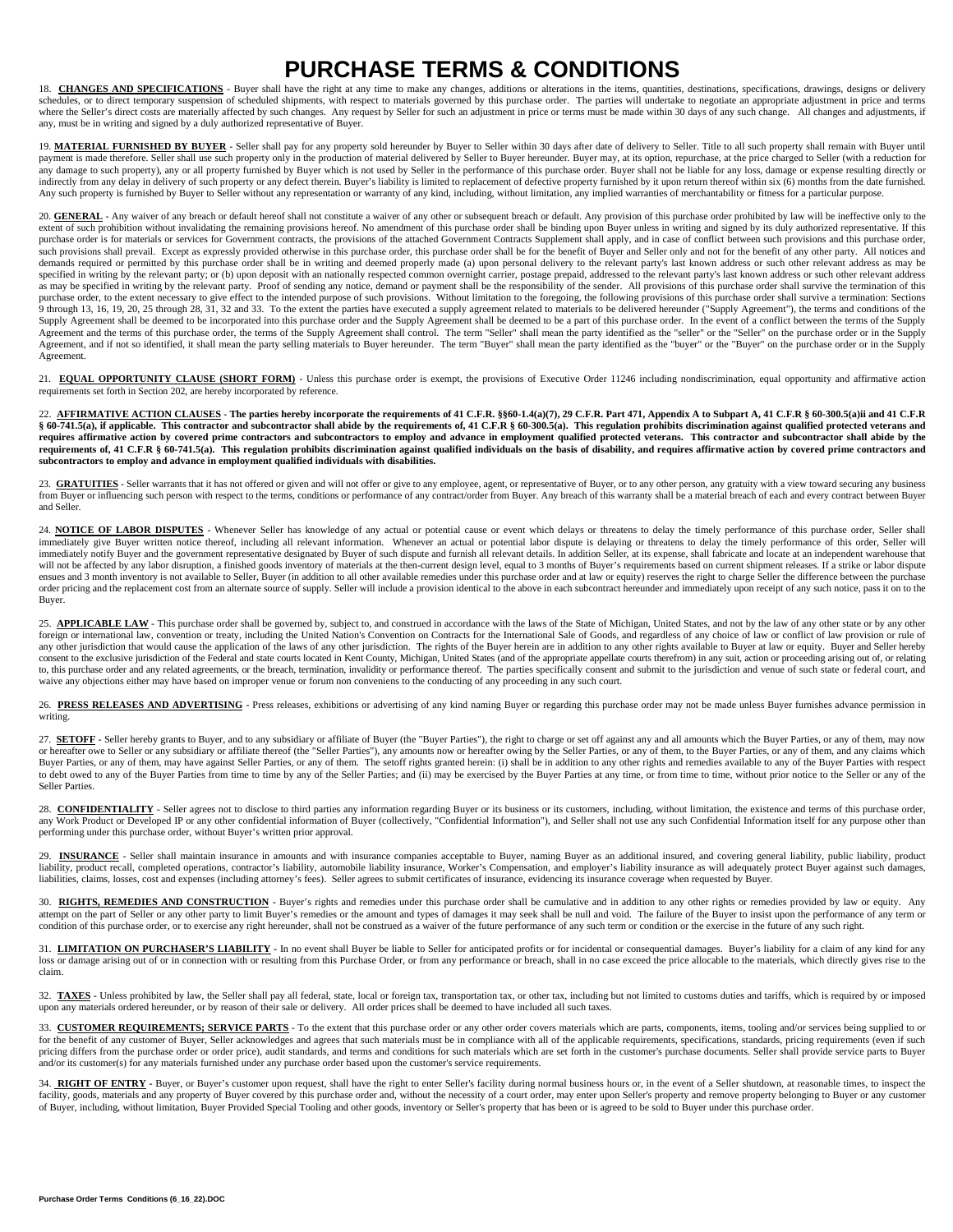# PURCHASE TERMS & CONDITIONS

18. **CHANGES AND SPECIFICATIONS** - Buyer shall have the right at any time to make any changes, additions or alterations in the items, quantities, destinations, specifications, drawings, designs or delivery schedules, or to direct temporary suspension of scheduled shipments, with respect to materials governed by this purchase order. The parties will undertake to negotiate an appropriate adjustment in price and terms where the Seller's direct costs are materially affected by such changes. Any request by Seller for such an adjustment in price or terms must be made within 30 days of any such change. All changes and adjustments, if any, must be in writing and signed by a duly authorized representative of Buyer.

19. **MATERIAL FURNISHED BY BUYER** - Seller shall pay for any property sold hereunder by Buyer to Seller within 30 days after date of delivery to Seller. Title to all such property shall remain with Buyer until payment is made therefore. Seller shall use such property only in the production of material delivered by Seller to Buyer hereunder. Buyer may, at its option, repurchase, at the price charged to Seller (with a reduction for any damage to such property), any or all property furnished by Buyer which is not used by Seller in the performance of this purchase order. Buyer shall not be liable for any loss, damage or expense resulting directly or indirectly from any delay in delivery of such property or any defect therein. Buyer's liability is limited to replacement of defective property furnished by it upon return thereof within six (6) months from the date furnished. Any such property is furnished by Buyer to Seller without any representation or warranty of any kind, including, without limitation, any implied warranties of merchantability or fitness for a particular purpose.

20. **GENERAL** - Any waiver of any breach or default hereof shall not constitute a waiver of any other or subsequent breach or default. Any provision of this purchase order prohibited by law will be ineffective only to the extent of such prohibition without invalidating the remaining provisions hereof. No amendment of this purchase order shall be binding upon Buyer unless in writing and signed by its duly authorized representative. If this purchase order is for materials or services for Government contracts, the provisions of the attached Government Contracts Supplement shall apply, and in case of conflict between such provisions and this purchase order, such provisions shall prevail. Except as expressly provided otherwise in this purchase order, this purchase order shall be for the benefit of Buyer and Seller only and not for the benefit of any other party. All notices and demands required or permitted by this purchase order shall be in writing and deemed properly made (a) upon personal delivery to the relevant party's last known address or such other relevant address as may be specified in writing by the relevant party; or (b) upon deposit with an nationally respected common overnight carrier, postage prepaid, addressed to the relevant party's last known address or such other relevant address as may be specified in writing by the relevant party. Proof of sending any notice, demand or payment shall be the responsibility of the sender. All provisions of this purchase order shall survive the termination of this purchase order, to the extent necessary to give effect to the intended purpose of such provisions. Without limitation to the foregoing, the following provisions of this purchase order shall survive a termination: Sections 9 through 13, 16, 19, 20, 25 through 28, 31, 32 and 33. To the extent the parties have executed a supply agreement related to materials to be delivered hereunder ("Supply Agreement"), the terms and conditions of the Supply Agreement shall be deemed to be incorporated into this purchase order and the Supply Agreement shall be deemed to be a part of this purchase order. In the event of a conflict between the terms of the Supply Agreement and the terms of this purchase order, the terms of the Supply Agreement shall control. The term "Seller" shall mean the party identified as the "seller" or the "Seller" on the purchase order or in the Supply Agreement, and if not so identified, it shall mean the party selling materials to Buyer hereunder. The term "Buyer" shall mean the party identified as the "buyer" or the "Buyer" on the purchase order or in the Supply Agreement.

21. **EQUAL OPPORTUNITY CLAUSE (SHORT FORM)** - Unless this purchase order is exempt, the provisions of Executive Order 11246 including nondiscrimination, equal opportunity and affirmative action requirements set forth in Section 202, are hereby incorporated by reference.

22. **AFFIRMATIVE ACTION CLAUSES** - **The parties hereby incorporate the requirements of 41 C.F.R. §§60-1.4(a)(7), 29 C.F.R. Part 471, Appendix A to Subpart A, 41 C.F.R § 60-300.5(a)ii and 41 C.F.R § 60-741.5(a), if applicable. This contractor and subcontractor shall abide by the requirements of, 41 C.F.R § 60-300.5(a). This regulation prohibits discrimination against qualified protected veterans and requires affirmative action by covered prime contractors and subcontractors to employ and advance in employment qualified protected veterans. This contractor and subcontractor shall abide by the requirements of, 41 C.F.R § 60-741.5(a). This regulation prohibits discrimination against qualified individuals on the basis of disability, and requires affirmative action by covered prime contractors and subcontractors to employ and advance in employment qualified individuals with disabilities.**

23. **GRATUITIES** - Seller warrants that it has not offered or given and will not offer or give to any employee, agent, or representative of Buyer, or to any other person, any gratuity with a view toward securing any business from Buyer or influencing such person with respect to the terms, conditions or performance of any contract/order from Buyer. Any breach of this warranty shall be a material breach of each and every contract between Buyer and Seller.

24. **NOTICE OF LABOR DISPUTES** - Whenever Seller has knowledge of any actual or potential cause or event which delays or threatens to delay the timely performance of this purchase order, Seller shall immediately give Buyer written notice thereof, including all relevant information. Whenever an actual or potential labor dispute is delaying or threatens to delay the timely performance of this order, Seller will immediately notify Buyer and the government representative designated by Buyer of such dispute and furnish all relevant details. In addition Seller, at its expense, shall fabricate and locate at an independent warehouse that will not be affected by any labor disruption, a finished goods inventory of materials at the then-current design level, equal to 3 months of Buyer's requirements based on current shipment releases. If a strike or labor dispute ensues and 3 month inventory is not available to Seller, Buyer (in addition to all other available remedies under this purchase order and at law or equity) reserves the right to charge Seller the difference between the purchase order pricing and the replacement cost from an alternate source of supply. Seller will include a provision identical to the above in each subcontract hereunder and immediately upon receipt of any such notice, pass it on to the Buyer.

25. **APPLICABLE LAW** - This purchase order shall be governed by, subject to, and construed in accordance with the laws of the State of Michigan, United States, and not by the law of any other state or by any other foreign or international law, convention or treaty, including the United Nation's Convention on Contracts for the International Sale of Goods, and regardless of any choice of law or conflict of law provision or rule of any other jurisdiction that would cause the application of the laws of any other jurisdiction. The rights of the Buyer herein are in addition to any other rights available to Buyer at law or equity. Buyer and Seller hereby consent to the exclusive jurisdiction of the Federal and state courts located in Kent County, Michigan, United States (and of the appropriate appellate courts therefrom) in any suit, action or proceeding arising out of, or relating to, this purchase order and any related agreements, or the breach, termination, invalidity or performance thereof. The parties specifically consent and submit to the jurisdiction and venue of such state or federal court, and waive any objections either may have based on improper venue or forum non conveniens to the conducting of any proceeding in any such court.

26. **PRESS RELEASES AND ADVERTISING** - Press releases, exhibitions or advertising of any kind naming Buyer or regarding this purchase order may not be made unless Buyer furnishes advance permission in writing.

27. **SETOFF** - Seller hereby grants to Buyer, and to any subsidiary or affiliate of Buyer (the "Buyer Parties"), the right to charge or set off against any and all amounts which the Buyer Parties, or any of them, may now or hereafter owe to Seller or any subsidiary or affiliate thereof (the "Seller Parties"), any amounts now or hereafter owing by the Seller Parties, or any of them, to the Buyer Parties, or any of them, and any claims which Buyer Parties, or any of them, may have against Seller Parties, or any of them. The setoff rights granted herein: (i) shall be in addition to any other rights and remedies available to any of the Buyer Parties with respect to debt owed to any of the Buyer Parties from time to time by any of the Seller Parties; and (ii) may be exercised by the Buyer Parties at any time, or from time to time, without prior notice to the Seller or any of the Seller Parties.

28. **CONFIDENTIALITY** - Seller agrees not to disclose to third parties any information regarding Buyer or its business or its customers, including, without limitation, the existence and terms of this purchase order, any Work Product or Developed IP or any other confidential information of Buyer (collectively, "Confidential Information"), and Seller shall not use any such Confidential Information itself for any purpose other than performing under this purchase order, without Buyer's written prior approval.

29. **INSURANCE** - Seller shall maintain insurance in amounts and with insurance companies acceptable to Buyer, naming Buyer as an additional insured, and covering general liability, public liability, product liability, product recall, completed operations, contractor's liability, automobile liability insurance, Worker's Compensation, and employer's liability insurance as will adequately protect Buyer against such damages, liabilities, claims, losses, cost and expenses (including attorney's fees). Seller agrees to submit certificates of insurance, evidencing its insurance coverage when requested by Buyer.

30. **RIGHTS, REMEDIES AND CONSTRUCTION** - Buyer's rights and remedies under this purchase order shall be cumulative and in addition to any other rights or remedies provided by law or equity. Any attempt on the part of Seller or any other party to limit Buyer's remedies or the amount and types of damages it may seek shall be null and void. The failure of the Buyer to insist upon the performance of any term or condition of this purchase order, or to exercise any right hereunder, shall not be construed as a waiver of the future performance of any such term or condition or the exercise in the future of any such right.

31. **LIMITATION ON PURCHASER'S LIABILITY** - In no event shall Buyer be liable to Seller for anticipated profits or for incidental or consequential damages. Buyer's liability for a claim of any kind for any loss or damage arising out of or in connection with or resulting from this Purchase Order, or from any performance or breach, shall in no case exceed the price allocable to the materials, which directly gives rise to the claim.

32. **TAXES** - Unless prohibited by law, the Seller shall pay all federal, state, local or foreign tax, transportation tax, or other tax, including but not limited to customs duties and tariffs, which is required by or imposed upon any materials ordered hereunder, or by reason of their sale or delivery. All order prices shall be deemed to have included all such taxes.

33. **CUSTOMER REQUIREMENTS; SERVICE PARTS** - To the extent that this purchase order or any other order covers materials which are parts, components, items, tooling and/or services being supplied to or for the benefit of any customer of Buyer, Seller acknowledges and agrees that such materials must be in compliance with all of the applicable requirements, specifications, standards, pricing requirements (even if such pricing differs from the purchase order or order price), audit standards, and terms and conditions for such materials which are set forth in the customer's purchase documents. Seller shall provide service parts to Buyer and/or its customer(s) for any materials furnished under any purchase order based upon the customer's service requirements.

34. **RIGHT OF ENTRY** - Buyer, or Buyer's customer upon request, shall have the right to enter Seller's facility during normal business hours or, in the event of a Seller shutdown, at reasonable times, to inspect the facility, goods, materials and any property of Buyer covered by this purchase order and, without the necessity of a court order, may enter upon Seller's property and remove property belonging to Buyer or any customer of Buyer, including, without limitation, Buyer Provided Special Tooling and other goods, inventory or Seller's property that has been or is agreed to be sold to Buyer under this purchase order.